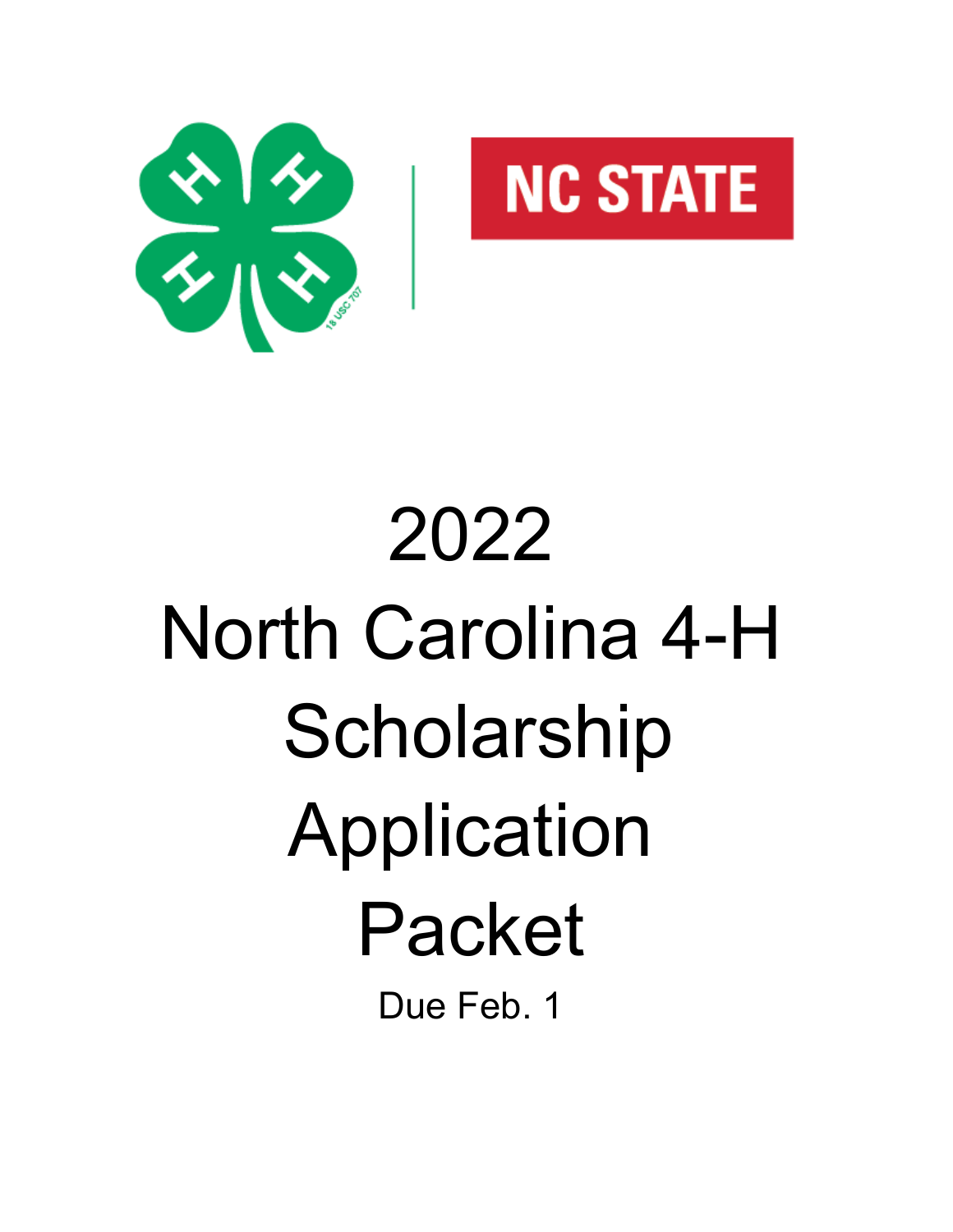NC STATE

# 2022 North Carolina 4-H Scholarship Application Packet

Due Feb. 1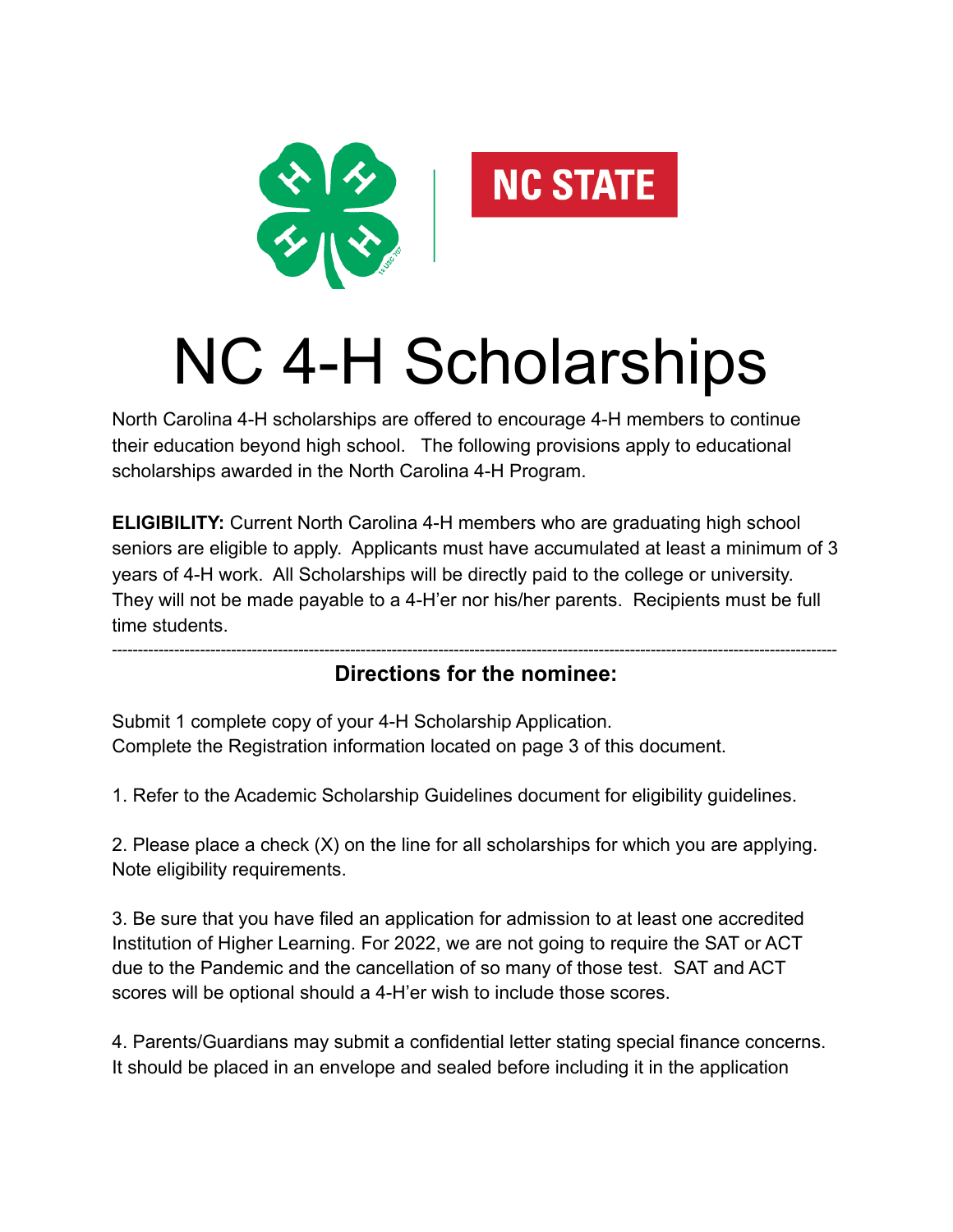# NC 4-H Scholarships

North Carolina 4-H scholarships are offered to encourage 4-H members to continue their education beyond high school. The following provisions apply to educational scholarships awarded in the North Carolina 4-H Program.

**ELIGIBILITY:** Current North Carolina 4-H members who are graduating high school seniors are eligible to apply. Applicants must have accumulated at least a minimum of 3 years of 4-H work. All Scholarships will be directly paid to the college or university. They will not be made payable to a 4-H'er nor his/her parents. Recipients must be full time students.

---

### Directions for the nominee:

Submit 1 complete copy of your 4-H Scholarship Application.
Complete the Registration information located on page 3 of this document.

1. Refer to the Academic Scholarship Guidelines document for eligibility guidelines.

2. Please place a check (X) on the line for all scholarships for which you are applying. Note eligibility requirements.

3. Be sure that you have filed an application for admission to at least one accredited Institution of Higher Learning. For 2022, we are not going to require the SAT or ACT due to the Pandemic and the cancellation of so many of those test. SAT and ACT scores will be optional should a 4-H'er wish to include those scores.

4. Parents/Guardians may submit a confidential letter stating special finance concerns. It should be placed in an envelope and sealed before including it in the application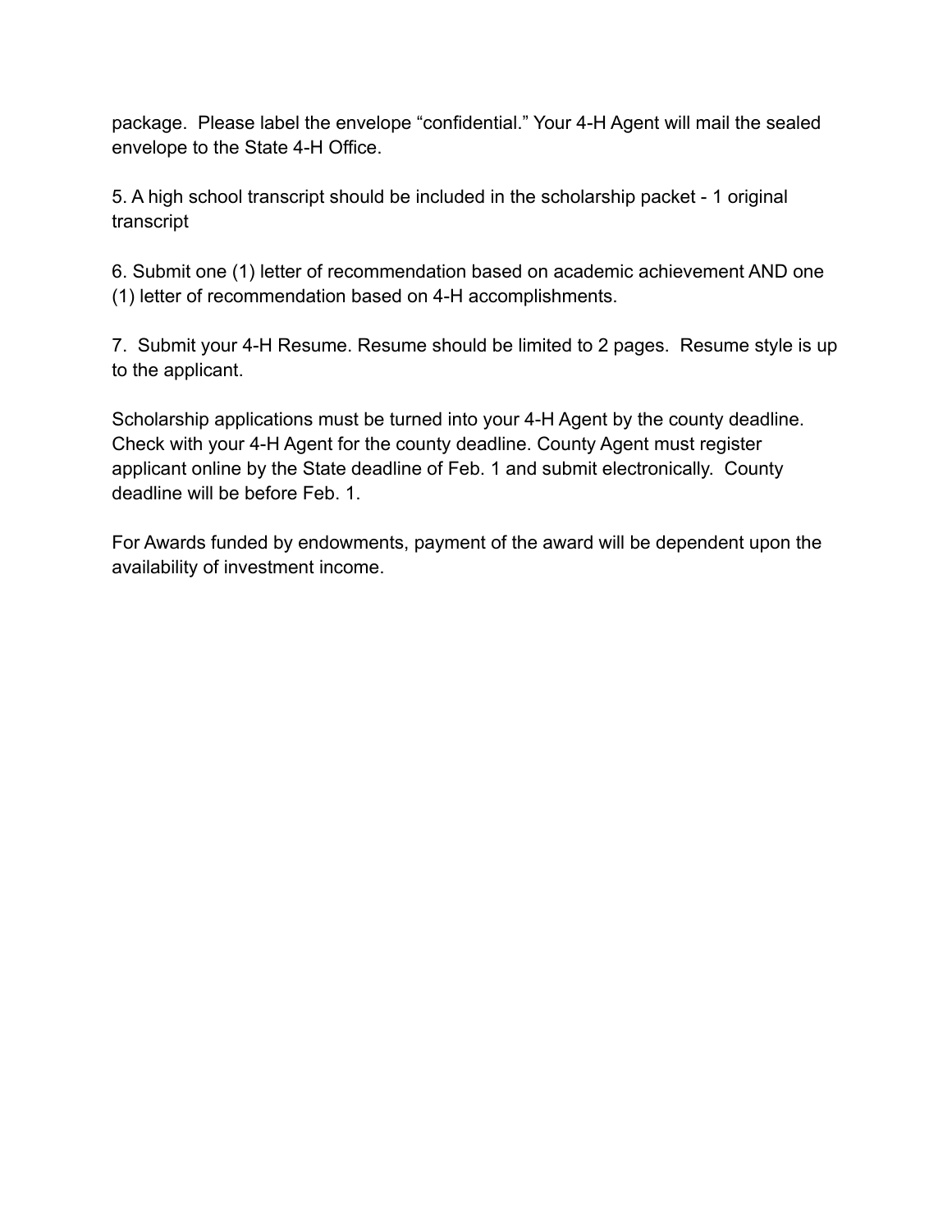package. Please label the envelope “confidential.” Your 4-H Agent will mail the sealed envelope to the State 4-H Office.

5. A high school transcript should be included in the scholarship packet - 1 original transcript

6. Submit one (1) letter of recommendation based on academic achievement AND one (1) letter of recommendation based on 4-H accomplishments.

7. Submit your 4-H Resume. Resume should be limited to 2 pages. Resume style is up to the applicant.

Scholarship applications must be turned into your 4-H Agent by the county deadline. Check with your 4-H Agent for the county deadline. County Agent must register applicant online by the State deadline of Feb. 1 and submit electronically. County deadline will be before Feb. 1.

For Awards funded by endowments, payment of the award will be dependent upon the availability of investment income.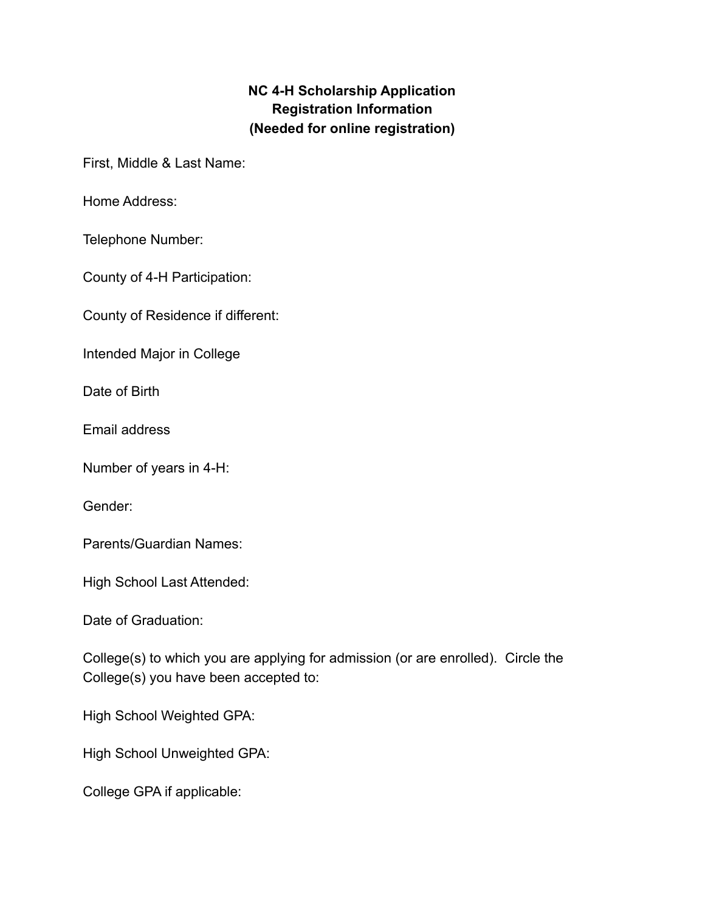**NC 4-H Scholarship Application**
**Registration Information**
**(Needed for online registration)**

First, Middle & Last Name:

Home Address:

Telephone Number:

County of 4-H Participation:

County of Residence if different:

Intended Major in College

Date of Birth

Email address

Number of years in 4-H:

Gender:

Parents/Guardian Names:

High School Last Attended:

Date of Graduation:

College(s) to which you are applying for admission (or are enrolled). Circle the College(s) you have been accepted to:

High School Weighted GPA:

High School Unweighted GPA:

College GPA if applicable: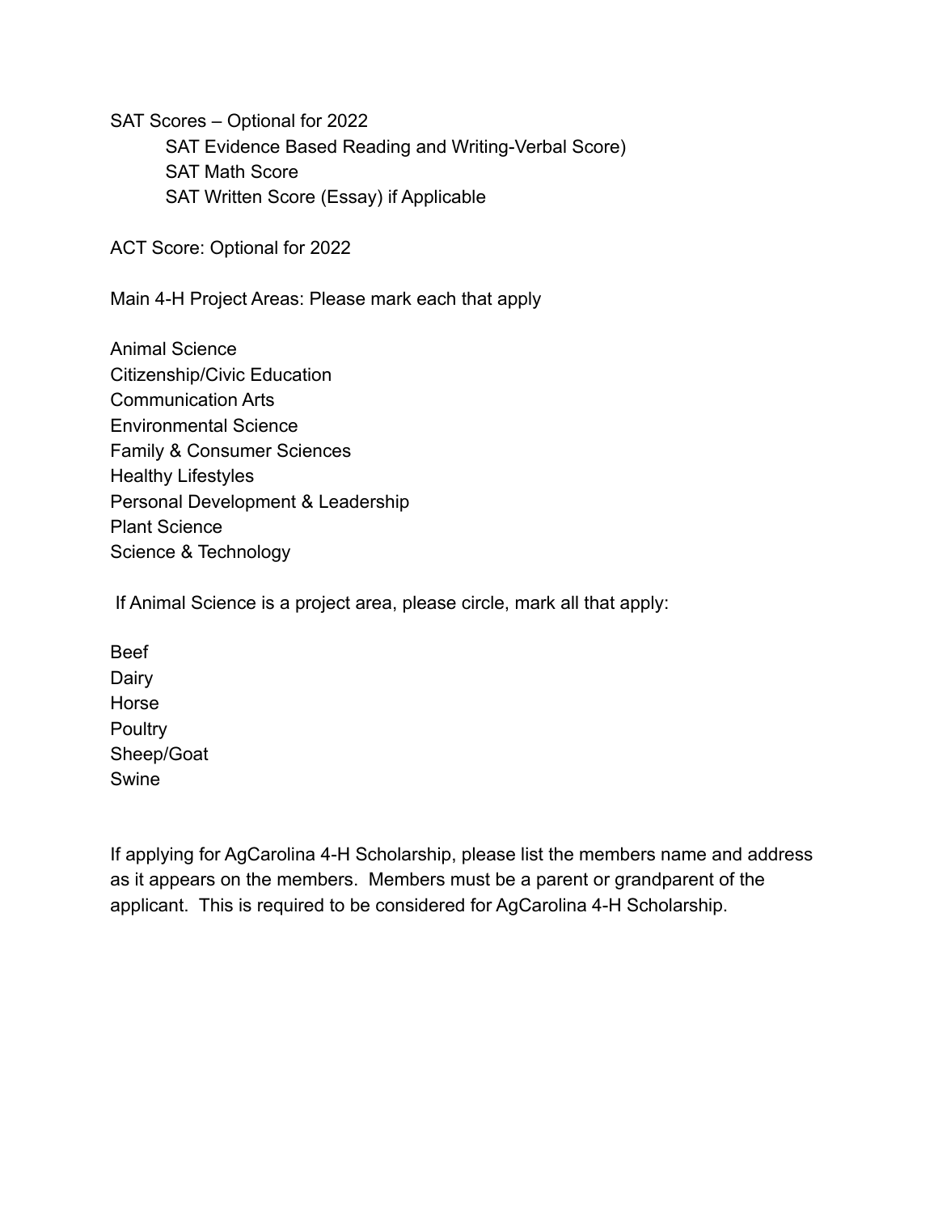SAT Scores – Optional for 2022

SAT Evidence Based Reading and Writing-Verbal Score)

SAT Math Score

SAT Written Score (Essay) if Applicable

ACT Score: Optional for 2022

Main 4-H Project Areas: Please mark each that apply

Animal Science
Citizenship/Civic Education
Communication Arts
Environmental Science
Family & Consumer Sciences
Healthy Lifestyles
Personal Development & Leadership
Plant Science
Science & Technology

If Animal Science is a project area, please circle, mark all that apply:

Beef
Dairy
Horse
Poultry
Sheep/Goat
Swine

If applying for AgCarolina 4-H Scholarship, please list the members name and address as it appears on the members. Members must be a parent or grandparent of the applicant. This is required to be considered for AgCarolina 4-H Scholarship.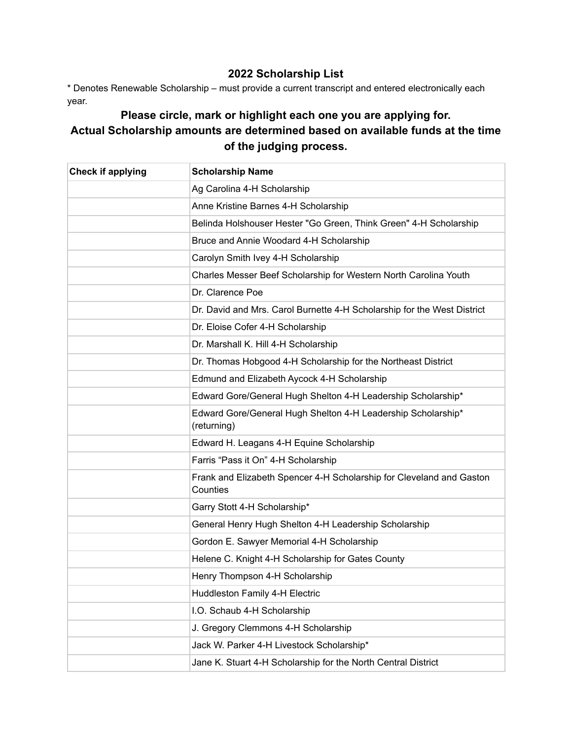## 2022 Scholarship List

* Denotes Renewable Scholarship – must provide a current transcript and entered electronically each year.

### Please circle, mark or highlight each one you are applying for.
### Actual Scholarship amounts are determined based on available funds at the time of the judging process.

| Check if applying | Scholarship Name |
|---|---|
| | Ag Carolina 4-H Scholarship |
| | Anne Kristine Barnes 4-H Scholarship |
| | Belinda Holshouser Hester "Go Green, Think Green" 4-H Scholarship |
| | Bruce and Annie Woodard 4-H Scholarship |
| | Carolyn Smith Ivey 4-H Scholarship |
| | Charles Messer Beef Scholarship for Western North Carolina Youth |
| | Dr. Clarence Poe |
| | Dr. David and Mrs. Carol Burnette 4-H Scholarship for the West District |
| | Dr. Eloise Cofer 4-H Scholarship |
| | Dr. Marshall K. Hill 4-H Scholarship |
| | Dr. Thomas Hobgood 4-H Scholarship for the Northeast District |
| | Edmund and Elizabeth Aycock 4-H Scholarship |
| | Edward Gore/General Hugh Shelton 4-H Leadership Scholarship* |
| | Edward Gore/General Hugh Shelton 4-H Leadership Scholarship* (returning) |
| | Edward H. Leagans 4-H Equine Scholarship |
| | Farris “Pass it On” 4-H Scholarship |
| | Frank and Elizabeth Spencer 4-H Scholarship for Cleveland and Gaston Counties |
| | Garry Stott 4-H Scholarship* |
| | General Henry Hugh Shelton 4-H Leadership Scholarship |
| | Gordon E. Sawyer Memorial 4-H Scholarship |
| | Helene C. Knight 4-H Scholarship for Gates County |
| | Henry Thompson 4-H Scholarship |
| | Huddleston Family 4-H Electric |
| | I.O. Schaub 4-H Scholarship |
| | J. Gregory Clemmons 4-H Scholarship |
| | Jack W. Parker 4-H Livestock Scholarship* |
| | Jane K. Stuart 4-H Scholarship for the North Central District |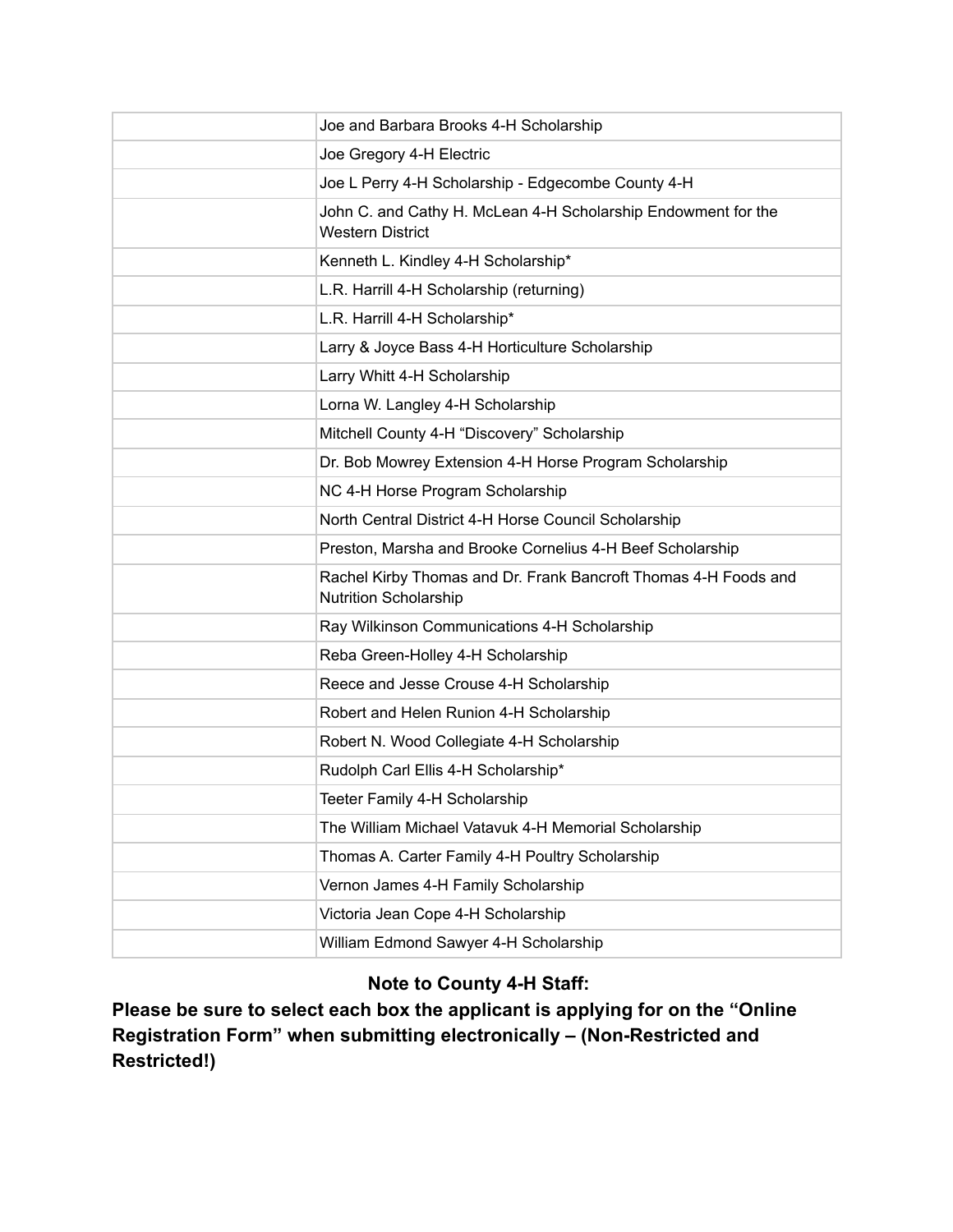| | |
|---|---|
| | Joe and Barbara Brooks 4-H Scholarship |
| | Joe Gregory 4-H Electric |
| | Joe L Perry 4-H Scholarship - Edgecombe County 4-H |
| | John C. and Cathy H. McLean 4-H Scholarship Endowment for the Western District |
| | Kenneth L. Kindley 4-H Scholarship* |
| | L.R. Harrill 4-H Scholarship (returning) |
| | L.R. Harrill 4-H Scholarship* |
| | Larry & Joyce Bass 4-H Horticulture Scholarship |
| | Larry Whitt 4-H Scholarship |
| | Lorna W. Langley 4-H Scholarship |
| | Mitchell County 4-H "Discovery" Scholarship |
| | Dr. Bob Mowrey Extension 4-H Horse Program Scholarship |
| | NC 4-H Horse Program Scholarship |
| | North Central District 4-H Horse Council Scholarship |
| | Preston, Marsha and Brooke Cornelius 4-H Beef Scholarship |
| | Rachel Kirby Thomas and Dr. Frank Bancroft Thomas 4-H Foods and Nutrition Scholarship |
| | Ray Wilkinson Communications 4-H Scholarship |
| | Reba Green-Holley 4-H Scholarship |
| | Reece and Jesse Crouse 4-H Scholarship |
| | Robert and Helen Runion 4-H Scholarship |
| | Robert N. Wood Collegiate 4-H Scholarship |
| | Rudolph Carl Ellis 4-H Scholarship* |
| | Teeter Family 4-H Scholarship |
| | The William Michael Vatavuk 4-H Memorial Scholarship |
| | Thomas A. Carter Family 4-H Poultry Scholarship |
| | Vernon James 4-H Family Scholarship |
| | Victoria Jean Cope 4-H Scholarship |
| | William Edmond Sawyer 4-H Scholarship |

**Note to County 4-H Staff:**

**Please be sure to select each box the applicant is applying for on the "Online Registration Form" when submitting electronically – (Non-Restricted and Restricted!)**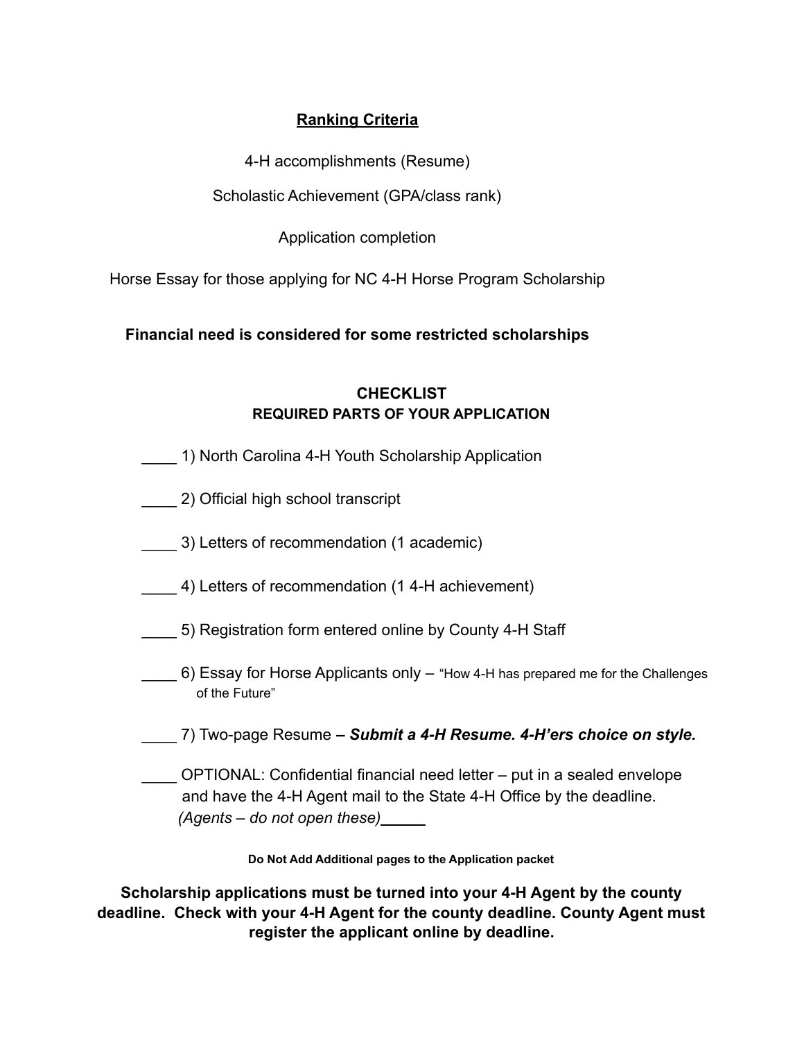## Ranking Criteria

4-H accomplishments (Resume)

Scholastic Achievement (GPA/class rank)

Application completion

Horse Essay for those applying for NC 4-H Horse Program Scholarship

**Financial need is considered for some restricted scholarships**

### CHECKLIST
### REQUIRED PARTS OF YOUR APPLICATION

____ 1) North Carolina 4-H Youth Scholarship Application

____ 2) Official high school transcript

____ 3) Letters of recommendation (1 academic)

____ 4) Letters of recommendation (1 4-H achievement)

____ 5) Registration form entered online by County 4-H Staff

____ 6) Essay for Horse Applicants only – "How 4-H has prepared me for the Challenges of the Future"

____ 7) Two-page Resume ***– Submit a 4-H Resume. 4-H'ers choice on style.***

____ OPTIONAL: Confidential financial need letter – put in a sealed envelope and have the 4-H Agent mail to the State 4-H Office by the deadline. *(Agents – do not open these)*_____

**Do Not Add Additional pages to the Application packet**

**Scholarship applications must be turned into your 4-H Agent by the county deadline. Check with your 4-H Agent for the county deadline. County Agent must register the applicant online by deadline.**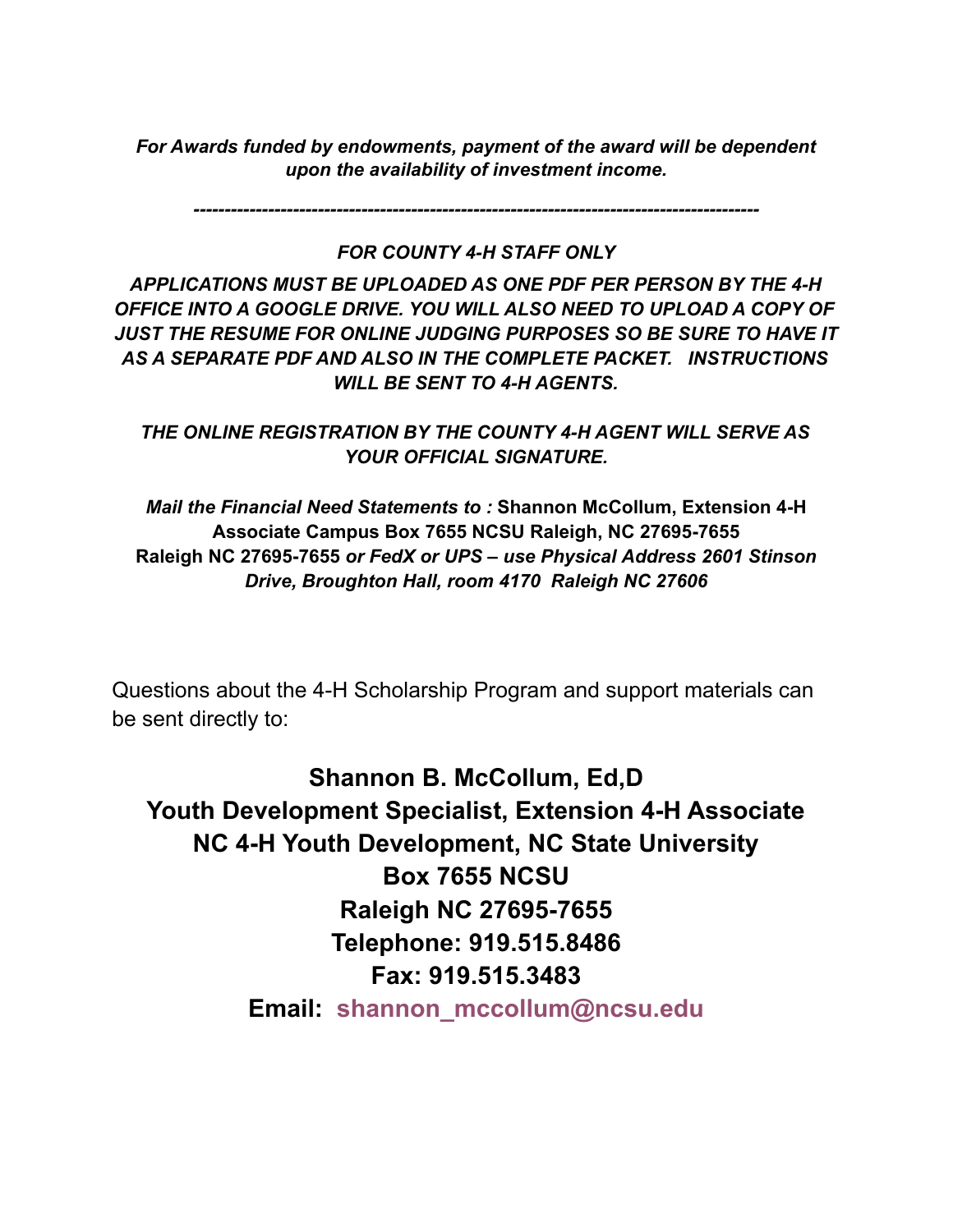***For Awards funded by endowments, payment of the award will be dependent upon the availability of investment income.***

***-----------------------------------------------------------------------------------------***

***FOR COUNTY 4-H STAFF ONLY***

***APPLICATIONS MUST BE UPLOADED AS ONE PDF PER PERSON BY THE 4-H OFFICE INTO A GOOGLE DRIVE. YOU WILL ALSO NEED TO UPLOAD A COPY OF JUST THE RESUME FOR ONLINE JUDGING PURPOSES SO BE SURE TO HAVE IT AS A SEPARATE PDF AND ALSO IN THE COMPLETE PACKET. INSTRUCTIONS WILL BE SENT TO 4-H AGENTS.***

***THE ONLINE REGISTRATION BY THE COUNTY 4-H AGENT WILL SERVE AS YOUR OFFICIAL SIGNATURE.***

***Mail the Financial Need Statements to :*** **Shannon McCollum, Extension 4-H Associate Campus Box 7655 NCSU Raleigh, NC 27695-7655 Raleigh NC 27695-7655** ***or FedX or UPS – use Physical Address 2601 Stinson Drive, Broughton Hall, room 4170 Raleigh NC 27606***

Questions about the 4-H Scholarship Program and support materials can be sent directly to:

**Shannon B. McCollum, Ed,D**
**Youth Development Specialist, Extension 4-H Associate**
**NC 4-H Youth Development, NC State University**
**Box 7655 NCSU**
**Raleigh NC 27695-7655**
**Telephone: 919.515.8486**
**Fax: 919.515.3483**
**Email: shannon_mccollum@ncsu.edu**